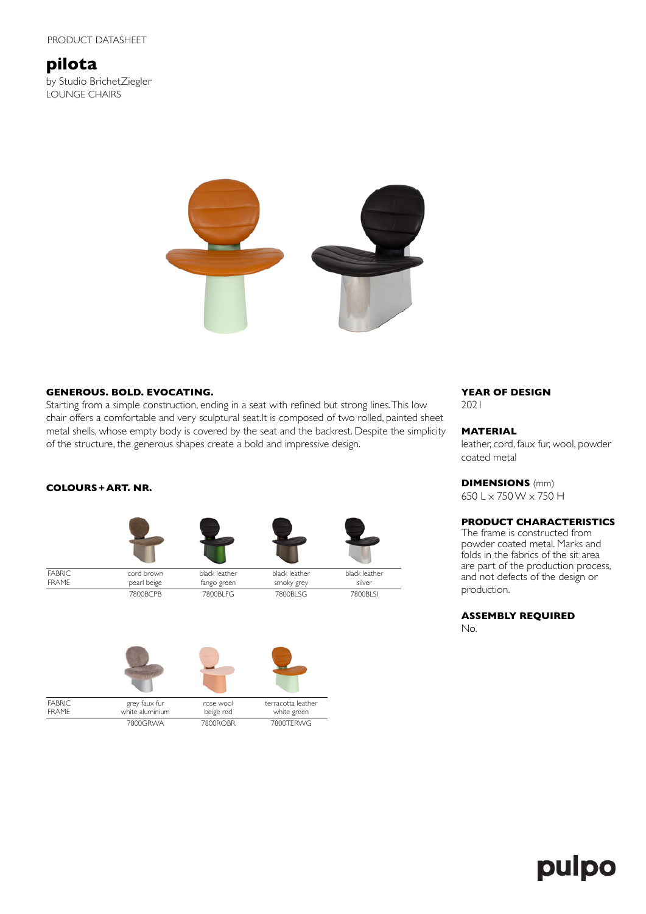PRODUCT DATASHEET

# pilota

by Studio BrichetZiegler
LOUNGE CHAIRS

**GENEROUS. BOLD. EVOCATING.**
Starting from a simple construction, ending in a seat with refined but strong lines. This low chair offers a comfortable and very sculptural seat.It is composed of two rolled, painted sheet metal shells, whose empty body is covered by the seat and the backrest. Despite the simplicity of the structure, the generous shapes create a bold and impressive design.

**COLOURS + ART. NR.**

| | | | | |
|---|---|---|---|---|
| FABRIC | cord brown | black leather | black leather | black leather |
| FRAME | pearl beige | fango green | smoky grey | silver |
| | 7800BCPB | 7800BLFG | 7800BLSG | 7800BLSI |

| | | | |
|---|---|---|---|
| FABRIC | grey faux fur | rose wool | terracotta leather |
| FRAME | white aluminium | beige red | white green |
| | 7800GRWA | 7800ROBR | 7800TERWG |

**YEAR OF DESIGN**
2021

**MATERIAL**
leather, cord, faux fur, wool, powder coated metal

**DIMENSIONS** (mm)
650 L x 750 W x 750 H

**PRODUCT CHARACTERISTICS**
The frame is constructed from powder coated metal. Marks and folds in the fabrics of the sit area are part of the production process, and not defects of the design or production.

**ASSEMBLY REQUIRED**
No.

pulpo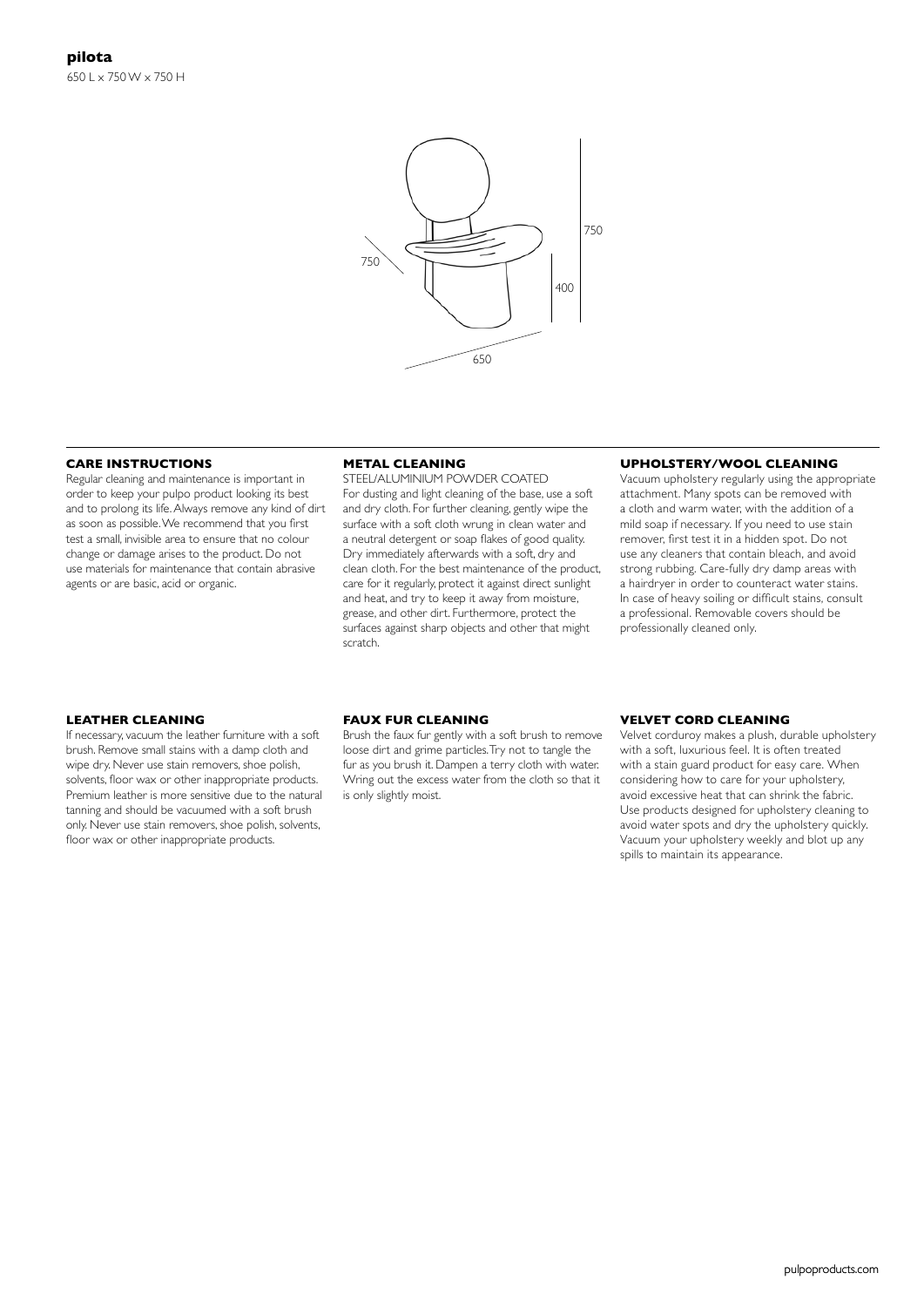# pilota

650 L x 750 W x 750 H

750

750

400

650

### CARE INSTRUCTIONS

Regular cleaning and maintenance is important in order to keep your pulpo product looking its best and to prolong its life. Always remove any kind of dirt as soon as possible. We recommend that you first test a small, invisible area to ensure that no colour change or damage arises to the product. Do not use materials for maintenance that contain abrasive agents or are basic, acid or organic.

### METAL CLEANING

STEEL/ALUMINIUM POWDER COATED

For dusting and light cleaning of the base, use a soft and dry cloth. For further cleaning, gently wipe the surface with a soft cloth wrung in clean water and a neutral detergent or soap flakes of good quality. Dry immediately afterwards with a soft, dry and clean cloth. For the best maintenance of the product, care for it regularly, protect it against direct sunlight and heat, and try to keep it away from moisture, grease, and other dirt. Furthermore, protect the surfaces against sharp objects and other that might scratch.

### UPHOLSTERY/WOOL CLEANING

Vacuum upholstery regularly using the appropriate attachment. Many spots can be removed with a cloth and warm water, with the addition of a mild soap if necessary. If you need to use stain remover, first test it in a hidden spot. Do not use any cleaners that contain bleach, and avoid strong rubbing. Care-fully dry damp areas with a hairdryer in order to counteract water stains. In case of heavy soiling or difficult stains, consult a professional. Removable covers should be professionally cleaned only.

### LEATHER CLEANING

If necessary, vacuum the leather furniture with a soft brush. Remove small stains with a damp cloth and wipe dry. Never use stain removers, shoe polish, solvents, floor wax or other inappropriate products. Premium leather is more sensitive due to the natural tanning and should be vacuumed with a soft brush only. Never use stain removers, shoe polish, solvents, floor wax or other inappropriate products.

### FAUX FUR CLEANING

Brush the faux fur gently with a soft brush to remove loose dirt and grime particles. Try not to tangle the fur as you brush it. Dampen a terry cloth with water. Wring out the excess water from the cloth so that it is only slightly moist.

### VELVET CORD CLEANING

Velvet corduroy makes a plush, durable upholstery with a soft, luxurious feel. It is often treated with a stain guard product for easy care. When considering how to care for your upholstery, avoid excessive heat that can shrink the fabric. Use products designed for upholstery cleaning to avoid water spots and dry the upholstery quickly. Vacuum your upholstery weekly and blot up any spills to maintain its appearance.

pulpoproducts.com